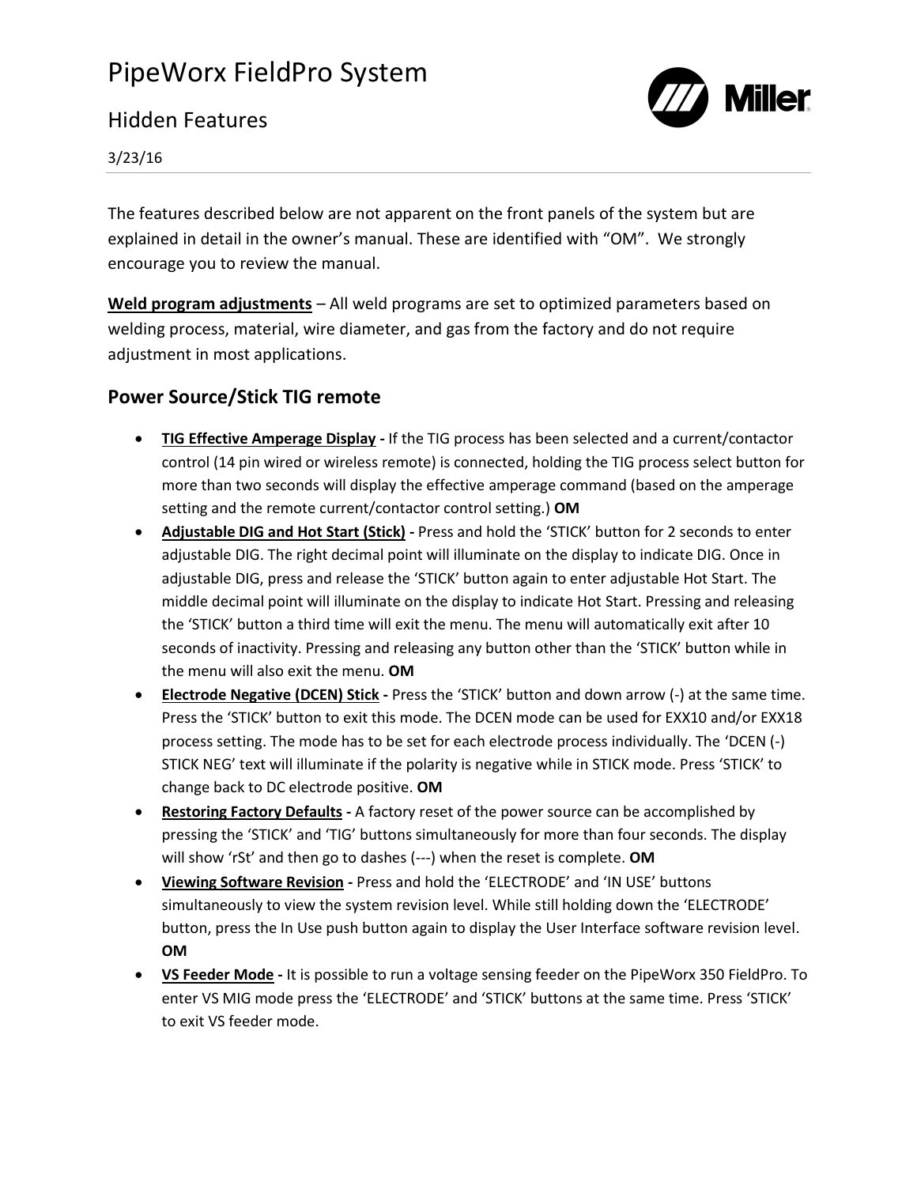# PipeWorx FieldPro System

## Hidden Features

3/23/16

The features described below are not apparent on the front panels of the system but are explained in detail in the owner's manual. These are identified with "OM". We strongly encourage you to review the manual.

**Weld program adjustments** – All weld programs are set to optimized parameters based on welding process, material, wire diameter, and gas from the factory and do not require adjustment in most applications.

### Power Source/Stick TIG remote

- **TIG Effective Amperage Display -** If the TIG process has been selected and a current/contactor control (14 pin wired or wireless remote) is connected, holding the TIG process select button for more than two seconds will display the effective amperage command (based on the amperage setting and the remote current/contactor control setting.) **OM**
- **Adjustable DIG and Hot Start (Stick) -** Press and hold the 'STICK' button for 2 seconds to enter adjustable DIG. The right decimal point will illuminate on the display to indicate DIG. Once in adjustable DIG, press and release the 'STICK' button again to enter adjustable Hot Start. The middle decimal point will illuminate on the display to indicate Hot Start. Pressing and releasing the 'STICK' button a third time will exit the menu. The menu will automatically exit after 10 seconds of inactivity. Pressing and releasing any button other than the 'STICK' button while in the menu will also exit the menu. **OM**
- **Electrode Negative (DCEN) Stick -** Press the 'STICK' button and down arrow (-) at the same time. Press the 'STICK' button to exit this mode. The DCEN mode can be used for EXX10 and/or EXX18 process setting. The mode has to be set for each electrode process individually. The 'DCEN (-) STICK NEG' text will illuminate if the polarity is negative while in STICK mode. Press 'STICK' to change back to DC electrode positive. **OM**
- **Restoring Factory Defaults -** A factory reset of the power source can be accomplished by pressing the 'STICK' and 'TIG' buttons simultaneously for more than four seconds. The display will show 'rSt' and then go to dashes (---) when the reset is complete. **OM**
- **Viewing Software Revision -** Press and hold the 'ELECTRODE' and 'IN USE' buttons simultaneously to view the system revision level. While still holding down the 'ELECTRODE' button, press the In Use push button again to display the User Interface software revision level. **OM**
- **VS Feeder Mode -** It is possible to run a voltage sensing feeder on the PipeWorx 350 FieldPro. To enter VS MIG mode press the 'ELECTRODE' and 'STICK' buttons at the same time. Press 'STICK' to exit VS feeder mode.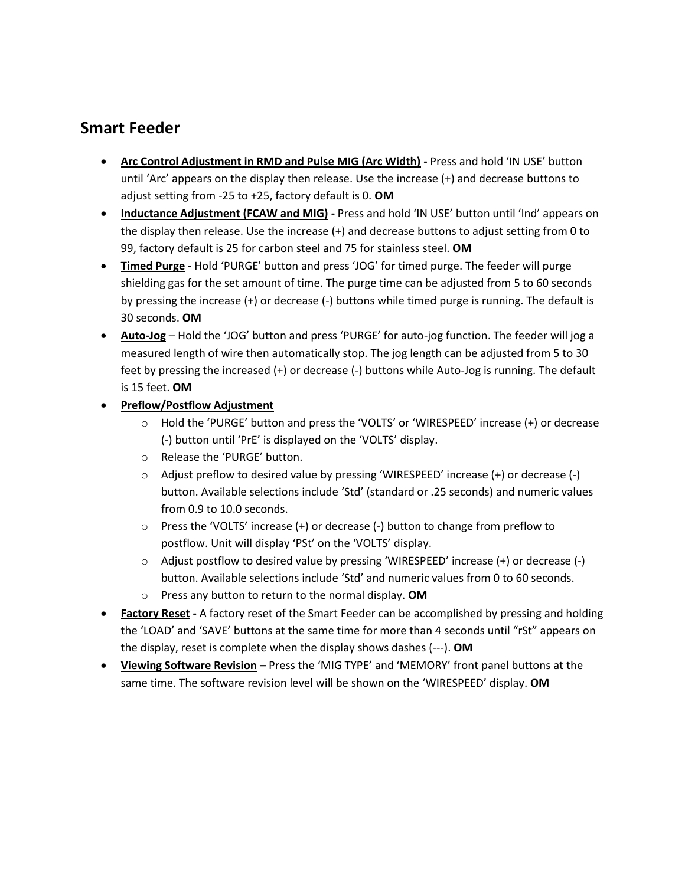## Smart Feeder

- **<u>Arc Control Adjustment in RMD and Pulse MIG (Arc Width)</u> -** Press and hold 'IN USE' button until 'Arc' appears on the display then release. Use the increase (+) and decrease buttons to adjust setting from -25 to +25, factory default is 0. **OM**
- **<u>Inductance Adjustment (FCAW and MIG)</u> -** Press and hold 'IN USE' button until 'Ind' appears on the display then release. Use the increase (+) and decrease buttons to adjust setting from 0 to 99, factory default is 25 for carbon steel and 75 for stainless steel. **OM**
- **<u>Timed Purge</u> -** Hold 'PURGE' button and press 'JOG' for timed purge. The feeder will purge shielding gas for the set amount of time. The purge time can be adjusted from 5 to 60 seconds by pressing the increase (+) or decrease (-) buttons while timed purge is running. The default is 30 seconds. **OM**
- **<u>Auto-Jog</u>** – Hold the 'JOG' button and press 'PURGE' for auto-jog function. The feeder will jog a measured length of wire then automatically stop. The jog length can be adjusted from 5 to 30 feet by pressing the increased (+) or decrease (-) buttons while Auto-Jog is running. The default is 15 feet. **OM**
- **<u>Preflow/Postflow Adjustment</u>**
  - Hold the 'PURGE' button and press the 'VOLTS' or 'WIRESPEED' increase (+) or decrease (-) button until 'PrE' is displayed on the 'VOLTS' display.
  - Release the 'PURGE' button.
  - Adjust preflow to desired value by pressing 'WIRESPEED' increase (+) or decrease (-) button. Available selections include 'Std' (standard or .25 seconds) and numeric values from 0.9 to 10.0 seconds.
  - Press the 'VOLTS' increase (+) or decrease (-) button to change from preflow to postflow. Unit will display 'PSt' on the 'VOLTS' display.
  - Adjust postflow to desired value by pressing 'WIRESPEED' increase (+) or decrease (-) button. Available selections include 'Std' and numeric values from 0 to 60 seconds.
  - Press any button to return to the normal display. **OM**
- **<u>Factory Reset</u> -** A factory reset of the Smart Feeder can be accomplished by pressing and holding the 'LOAD' and 'SAVE' buttons at the same time for more than 4 seconds until "rSt" appears on the display, reset is complete when the display shows dashes (---). **OM**
- **<u>Viewing Software Revision</u> –** Press the 'MIG TYPE' and 'MEMORY' front panel buttons at the same time. The software revision level will be shown on the 'WIRESPEED' display. **OM**